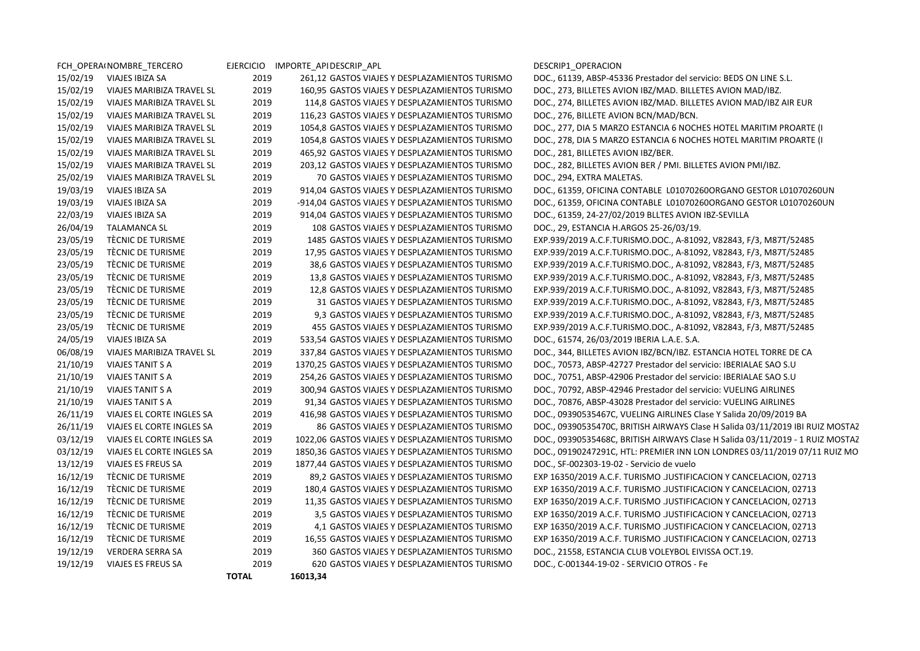| FCH_OPERA(NOMBRE_TERCERO | | EJERCICIO | IMPORTE_APIDESCRIP_APL | | DESCRIP1_OPERACION |
|---|---|---|---|---|---|
| 15/02/19 | VIAJES IBIZA SA | 2019 | 261,12 | GASTOS VIAJES Y DESPLAZAMIENTOS TURISMO | DOC., 61139, ABSP-45336 Prestador del servicio: BEDS ON LINE S.L. |
| 15/02/19 | VIAJES MARIBIZA TRAVEL SL | 2019 | 160,95 | GASTOS VIAJES Y DESPLAZAMIENTOS TURISMO | DOC., 273, BILLETES AVION IBZ/MAD. BILLETES AVION MAD/IBZ. |
| 15/02/19 | VIAJES MARIBIZA TRAVEL SL | 2019 | 114,8 | GASTOS VIAJES Y DESPLAZAMIENTOS TURISMO | DOC., 274, BILLETES AVION IBZ/MAD. BILLETES AVION MAD/IBZ AIR EUR |
| 15/02/19 | VIAJES MARIBIZA TRAVEL SL | 2019 | 116,23 | GASTOS VIAJES Y DESPLAZAMIENTOS TURISMO | DOC., 276, BILLETE AVION BCN/MAD/BCN. |
| 15/02/19 | VIAJES MARIBIZA TRAVEL SL | 2019 | 1054,8 | GASTOS VIAJES Y DESPLAZAMIENTOS TURISMO | DOC., 277, DIA 5 MARZO ESTANCIA 6 NOCHES HOTEL MARITIM PROARTE (I |
| 15/02/19 | VIAJES MARIBIZA TRAVEL SL | 2019 | 1054,8 | GASTOS VIAJES Y DESPLAZAMIENTOS TURISMO | DOC., 278, DIA 5 MARZO ESTANCIA 6 NOCHES HOTEL MARITIM PROARTE (I |
| 15/02/19 | VIAJES MARIBIZA TRAVEL SL | 2019 | 465,92 | GASTOS VIAJES Y DESPLAZAMIENTOS TURISMO | DOC., 281, BILLETES AVION IBZ/BER. |
| 15/02/19 | VIAJES MARIBIZA TRAVEL SL | 2019 | 203,12 | GASTOS VIAJES Y DESPLAZAMIENTOS TURISMO | DOC., 282, BILLETES AVION BER / PMI. BILLETES AVION PMI/IBZ. |
| 25/02/19 | VIAJES MARIBIZA TRAVEL SL | 2019 | 70 | GASTOS VIAJES Y DESPLAZAMIENTOS TURISMO | DOC., 294, EXTRA MALETAS. |
| 19/03/19 | VIAJES IBIZA SA | 2019 | 914,04 | GASTOS VIAJES Y DESPLAZAMIENTOS TURISMO | DOC., 61359, OFICINA CONTABLE L01070260ORGANO GESTOR L01070260UN |
| 19/03/19 | VIAJES IBIZA SA | 2019 | -914,04 | GASTOS VIAJES Y DESPLAZAMIENTOS TURISMO | DOC., 61359, OFICINA CONTABLE L01070260ORGANO GESTOR L01070260UN |
| 22/03/19 | VIAJES IBIZA SA | 2019 | 914,04 | GASTOS VIAJES Y DESPLAZAMIENTOS TURISMO | DOC., 61359, 24-27/02/2019 BLLTES AVION IBZ-SEVILLA |
| 26/04/19 | TALAMANCA SL | 2019 | 108 | GASTOS VIAJES Y DESPLAZAMIENTOS TURISMO | DOC., 29, ESTANCIA H.ARGOS 25-26/03/19. |
| 23/05/19 | TÈCNIC DE TURISME | 2019 | 1485 | GASTOS VIAJES Y DESPLAZAMIENTOS TURISMO | EXP.939/2019 A.C.F.TURISMO.DOC., A-81092, V82843, F/3, M87T/52485 |
| 23/05/19 | TÈCNIC DE TURISME | 2019 | 17,95 | GASTOS VIAJES Y DESPLAZAMIENTOS TURISMO | EXP.939/2019 A.C.F.TURISMO.DOC., A-81092, V82843, F/3, M87T/52485 |
| 23/05/19 | TÈCNIC DE TURISME | 2019 | 38,6 | GASTOS VIAJES Y DESPLAZAMIENTOS TURISMO | EXP.939/2019 A.C.F.TURISMO.DOC., A-81092, V82843, F/3, M87T/52485 |
| 23/05/19 | TÈCNIC DE TURISME | 2019 | 13,8 | GASTOS VIAJES Y DESPLAZAMIENTOS TURISMO | EXP.939/2019 A.C.F.TURISMO.DOC., A-81092, V82843, F/3, M87T/52485 |
| 23/05/19 | TÈCNIC DE TURISME | 2019 | 12,8 | GASTOS VIAJES Y DESPLAZAMIENTOS TURISMO | EXP.939/2019 A.C.F.TURISMO.DOC., A-81092, V82843, F/3, M87T/52485 |
| 23/05/19 | TÈCNIC DE TURISME | 2019 | 31 | GASTOS VIAJES Y DESPLAZAMIENTOS TURISMO | EXP.939/2019 A.C.F.TURISMO.DOC., A-81092, V82843, F/3, M87T/52485 |
| 23/05/19 | TÈCNIC DE TURISME | 2019 | 9,3 | GASTOS VIAJES Y DESPLAZAMIENTOS TURISMO | EXP.939/2019 A.C.F.TURISMO.DOC., A-81092, V82843, F/3, M87T/52485 |
| 23/05/19 | TÈCNIC DE TURISME | 2019 | 455 | GASTOS VIAJES Y DESPLAZAMIENTOS TURISMO | EXP.939/2019 A.C.F.TURISMO.DOC., A-81092, V82843, F/3, M87T/52485 |
| 24/05/19 | VIAJES IBIZA SA | 2019 | 533,54 | GASTOS VIAJES Y DESPLAZAMIENTOS TURISMO | DOC., 61574, 26/03/2019 IBERIA L.A.E. S.A. |
| 06/08/19 | VIAJES MARIBIZA TRAVEL SL | 2019 | 337,84 | GASTOS VIAJES Y DESPLAZAMIENTOS TURISMO | DOC., 344, BILLETES AVION IBZ/BCN/IBZ. ESTANCIA HOTEL TORRE DE CA |
| 21/10/19 | VIAJES TANIT S A | 2019 | 1370,25 | GASTOS VIAJES Y DESPLAZAMIENTOS TURISMO | DOC., 70573, ABSP-42727 Prestador del servicio: IBERIALAE SAO S.U |
| 21/10/19 | VIAJES TANIT S A | 2019 | 254,26 | GASTOS VIAJES Y DESPLAZAMIENTOS TURISMO | DOC., 70751, ABSP-42906 Prestador del servicio: IBERIALAE SAO S.U |
| 21/10/19 | VIAJES TANIT S A | 2019 | 300,94 | GASTOS VIAJES Y DESPLAZAMIENTOS TURISMO | DOC., 70792, ABSP-42946 Prestador del servicio: VUELING AIRLINES |
| 21/10/19 | VIAJES TANIT S A | 2019 | 91,34 | GASTOS VIAJES Y DESPLAZAMIENTOS TURISMO | DOC., 70876, ABSP-43028 Prestador del servicio: VUELING AIRLINES |
| 26/11/19 | VIAJES EL CORTE INGLES SA | 2019 | 416,98 | GASTOS VIAJES Y DESPLAZAMIENTOS TURISMO | DOC., 09390535467C, VUELING AIRLINES Clase Y Salida 20/09/2019 BA |
| 26/11/19 | VIAJES EL CORTE INGLES SA | 2019 | 86 | GASTOS VIAJES Y DESPLAZAMIENTOS TURISMO | DOC., 09390535470C, BRITISH AIRWAYS Clase H Salida 03/11/2019 IBI RUIZ MOSTAZ |
| 03/12/19 | VIAJES EL CORTE INGLES SA | 2019 | 1022,06 | GASTOS VIAJES Y DESPLAZAMIENTOS TURISMO | DOC., 09390535468C, BRITISH AIRWAYS Clase H Salida 03/11/2019 - 1 RUIZ MOSTAZ |
| 03/12/19 | VIAJES EL CORTE INGLES SA | 2019 | 1850,36 | GASTOS VIAJES Y DESPLAZAMIENTOS TURISMO | DOC., 09190247291C, HTL: PREMIER INN LON LONDRES 03/11/2019 07/11 RUIZ MO |
| 13/12/19 | VIAJES ES FREUS SA | 2019 | 1877,44 | GASTOS VIAJES Y DESPLAZAMIENTOS TURISMO | DOC., SF-002303-19-02 - Servicio de vuelo |
| 16/12/19 | TÈCNIC DE TURISME | 2019 | 89,2 | GASTOS VIAJES Y DESPLAZAMIENTOS TURISMO | EXP 16350/2019 A.C.F. TURISMO .JUSTIFICACION Y CANCELACION, 02713 |
| 16/12/19 | TÈCNIC DE TURISME | 2019 | 180,4 | GASTOS VIAJES Y DESPLAZAMIENTOS TURISMO | EXP 16350/2019 A.C.F. TURISMO .JUSTIFICACION Y CANCELACION, 02713 |
| 16/12/19 | TÈCNIC DE TURISME | 2019 | 11,35 | GASTOS VIAJES Y DESPLAZAMIENTOS TURISMO | EXP 16350/2019 A.C.F. TURISMO .JUSTIFICACION Y CANCELACION, 02713 |
| 16/12/19 | TÈCNIC DE TURISME | 2019 | 3,5 | GASTOS VIAJES Y DESPLAZAMIENTOS TURISMO | EXP 16350/2019 A.C.F. TURISMO .JUSTIFICACION Y CANCELACION, 02713 |
| 16/12/19 | TÈCNIC DE TURISME | 2019 | 4,1 | GASTOS VIAJES Y DESPLAZAMIENTOS TURISMO | EXP 16350/2019 A.C.F. TURISMO .JUSTIFICACION Y CANCELACION, 02713 |
| 16/12/19 | TÈCNIC DE TURISME | 2019 | 16,55 | GASTOS VIAJES Y DESPLAZAMIENTOS TURISMO | EXP 16350/2019 A.C.F. TURISMO .JUSTIFICACION Y CANCELACION, 02713 |
| 19/12/19 | VERDERA SERRA SA | 2019 | 360 | GASTOS VIAJES Y DESPLAZAMIENTOS TURISMO | DOC., 21558, ESTANCIA CLUB VOLEYBOL EIVISSA OCT.19. |
| 19/12/19 | VIAJES ES FREUS SA | 2019 | 620 | GASTOS VIAJES Y DESPLAZAMIENTOS TURISMO | DOC., C-001344-19-02 - SERVICIO OTROS - Fe |
| | | **TOTAL** | **16013,34** | | |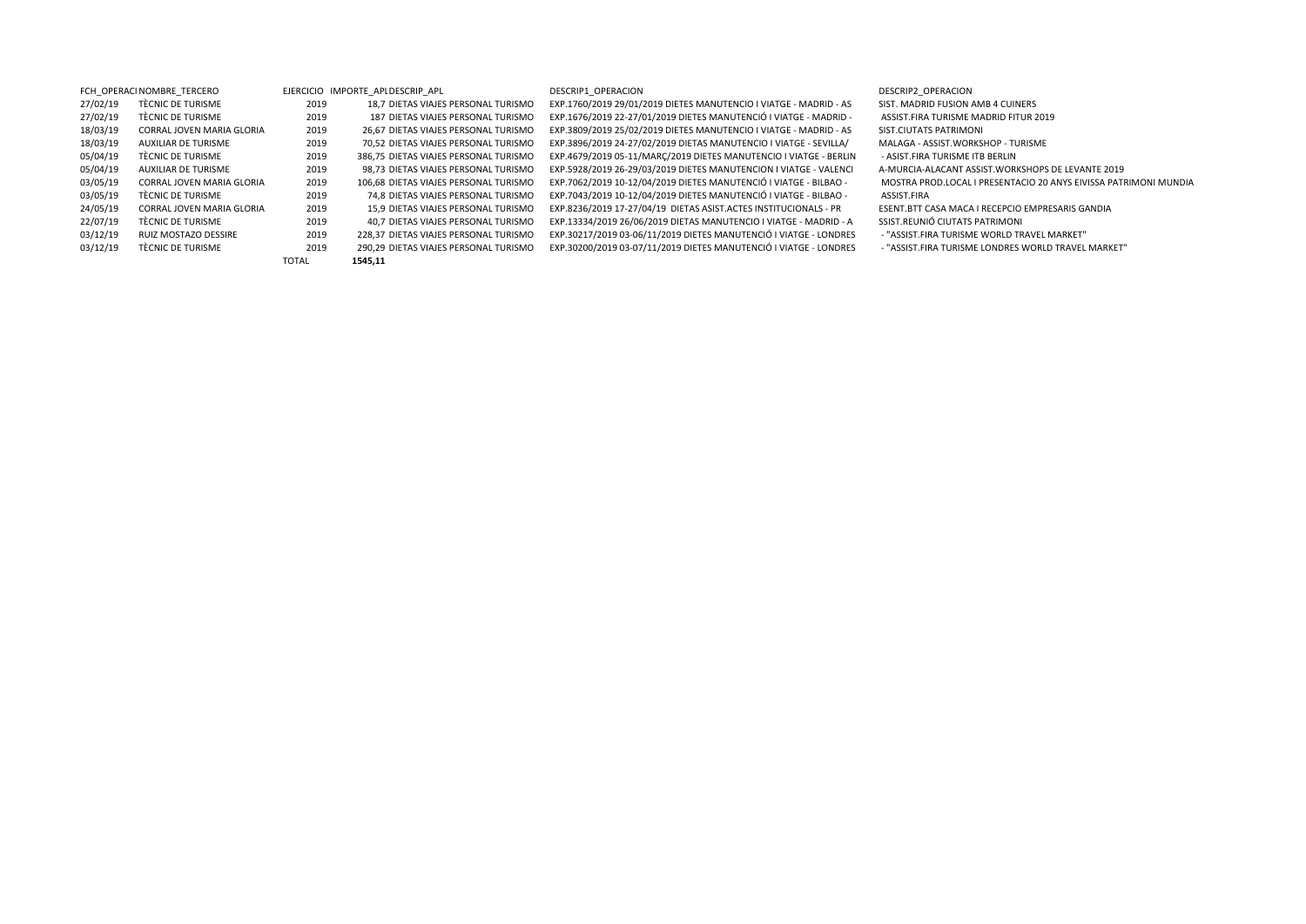| FCH_OPERACI | NOMBRE_TERCERO | EJERCICIO | IMPORTE_APL | DESCRIP_APL | DESCRIP1_OPERACION | DESCRIP2_OPERACION |
|---|---|---|---|---|---|---|
| 27/02/19 | TÈCNIC DE TURISME | 2019 | 18,7 | DIETAS VIAJES PERSONAL TURISMO | EXP.1760/2019 29/01/2019 DIETES MANUTENCIO I VIATGE - MADRID - AS | SIST. MADRID FUSION AMB 4 CUINERS |
| 27/02/19 | TÈCNIC DE TURISME | 2019 | 187 | DIETAS VIAJES PERSONAL TURISMO | EXP.1676/2019 22-27/01/2019 DIETES MANUTENCIÓ I VIATGE - MADRID - | ASSIST.FIRA TURISME MADRID FITUR 2019 |
| 18/03/19 | CORRAL JOVEN MARIA GLORIA | 2019 | 26,67 | DIETAS VIAJES PERSONAL TURISMO | EXP.3809/2019 25/02/2019 DIETES MANUTENCIO I VIATGE - MADRID - AS | SIST.CIUTATS PATRIMONI |
| 18/03/19 | AUXILIAR DE TURISME | 2019 | 70,52 | DIETAS VIAJES PERSONAL TURISMO | EXP.3896/2019 24-27/02/2019 DIETAS MANUTENCIO I VIATGE - SEVILLA/ | MALAGA - ASSIST.WORKSHOP - TURISME |
| 05/04/19 | TÈCNIC DE TURISME | 2019 | 386,75 | DIETAS VIAJES PERSONAL TURISMO | EXP.4679/2019 05-11/MARÇ/2019 DIETES MANUTENCIO I VIATGE - BERLIN | - ASIST.FIRA TURISME ITB BERLIN |
| 05/04/19 | AUXILIAR DE TURISME | 2019 | 98,73 | DIETAS VIAJES PERSONAL TURISMO | EXP.5928/2019 26-29/03/2019 DIETES MANUTENCION I VIATGE - VALENCI | A-MURCIA-ALACANT ASSIST.WORKSHOPS DE LEVANTE 2019 |
| 03/05/19 | CORRAL JOVEN MARIA GLORIA | 2019 | 106,68 | DIETAS VIAJES PERSONAL TURISMO | EXP.7062/2019 10-12/04/2019 DIETES MANUTENCIÓ I VIATGE - BILBAO - | MOSTRA PROD.LOCAL I PRESENTACIO 20 ANYS EIVISSA PATRIMONI MUNDIA |
| 03/05/19 | TÈCNIC DE TURISME | 2019 | 74,8 | DIETAS VIAJES PERSONAL TURISMO | EXP.7043/2019 10-12/04/2019 DIETES MANUTENCIÓ I VIATGE - BILBAO - | ASSIST.FIRA |
| 24/05/19 | CORRAL JOVEN MARIA GLORIA | 2019 | 15,9 | DIETAS VIAJES PERSONAL TURISMO | EXP.8236/2019 17-27/04/19 DIETAS ASIST.ACTES INSTITUCIONALS - PR | ESENT.BTT CASA MACA I RECEPCIO EMPRESARIS GANDIA |
| 22/07/19 | TÈCNIC DE TURISME | 2019 | 40,7 | DIETAS VIAJES PERSONAL TURISMO | EXP.13334/2019 26/06/2019 DIETAS MANUTENCIO I VIATGE - MADRID - A | SSIST.REUNIÓ CIUTATS PATRIMONI |
| 03/12/19 | RUIZ MOSTAZO DESSIRE | 2019 | 228,37 | DIETAS VIAJES PERSONAL TURISMO | EXP.30217/2019 03-06/11/2019 DIETES MANUTENCIÓ I VIATGE - LONDRES | - "ASSIST.FIRA TURISME WORLD TRAVEL MARKET" |
| 03/12/19 | TÈCNIC DE TURISME | 2019 | 290,29 | DIETAS VIAJES PERSONAL TURISMO | EXP.30200/2019 03-07/11/2019 DIETES MANUTENCIÓ I VIATGE - LONDRES | - "ASSIST.FIRA TURISME LONDRES WORLD TRAVEL MARKET" |
| | | TOTAL | **1545,11** | | | |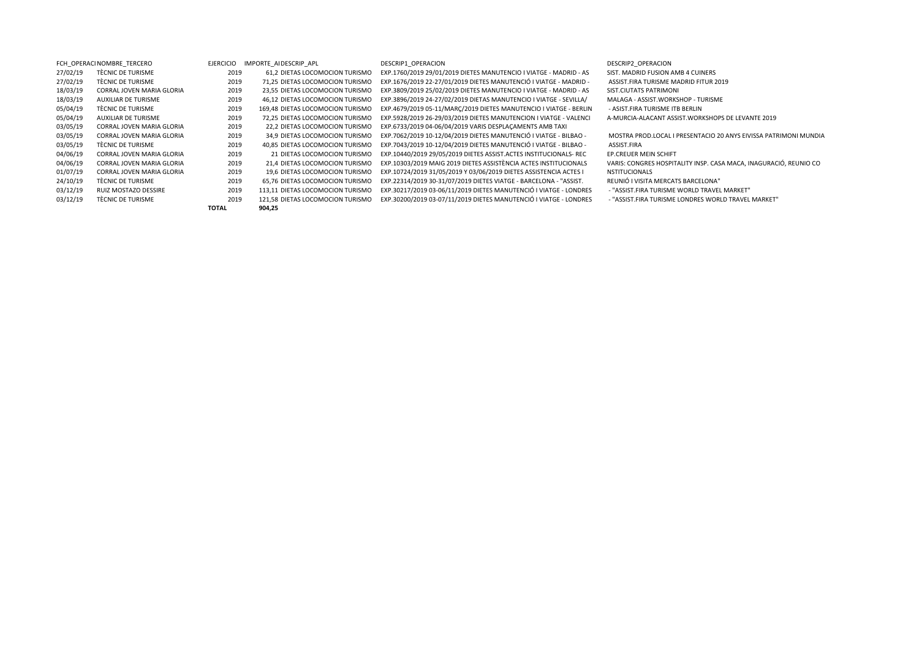| FCH_OPERACI | NOMBRE_TERCERO | EJERCICIO | IMPORTE_AI | DESCRIP_APL | DESCRIP1_OPERACION | DESCRIP2_OPERACION |
|---|---|---|---|---|---|---|
| 27/02/19 | TÈCNIC DE TURISME | 2019 | 61,2 | DIETAS LOCOMOCION TURISMO | EXP.1760/2019 29/01/2019 DIETES MANUTENCIO I VIATGE - MADRID - AS | SIST. MADRID FUSION AMB 4 CUINERS |
| 27/02/19 | TÈCNIC DE TURISME | 2019 | 71,25 | DIETAS LOCOMOCION TURISMO | EXP.1676/2019 22-27/01/2019 DIETES MANUTENCIÓ I VIATGE - MADRID - | ASSIST.FIRA TURISME MADRID FITUR 2019 |
| 18/03/19 | CORRAL JOVEN MARIA GLORIA | 2019 | 23,55 | DIETAS LOCOMOCION TURISMO | EXP.3809/2019 25/02/2019 DIETES MANUTENCIO I VIATGE - MADRID - AS | SIST.CIUTATS PATRIMONI |
| 18/03/19 | AUXILIAR DE TURISME | 2019 | 46,12 | DIETAS LOCOMOCION TURISMO | EXP.3896/2019 24-27/02/2019 DIETAS MANUTENCIO I VIATGE - SEVILLA/ | MALAGA - ASSIST.WORKSHOP - TURISME |
| 05/04/19 | TÈCNIC DE TURISME | 2019 | 169,48 | DIETAS LOCOMOCION TURISMO | EXP.4679/2019 05-11/MARÇ/2019 DIETES MANUTENCIO I VIATGE - BERLIN | - ASIST.FIRA TURISME ITB BERLIN |
| 05/04/19 | AUXILIAR DE TURISME | 2019 | 72,25 | DIETAS LOCOMOCION TURISMO | EXP.5928/2019 26-29/03/2019 DIETES MANUTENCION I VIATGE - VALENCI | A-MURCIA-ALACANT ASSIST.WORKSHOPS DE LEVANTE 2019 |
| 03/05/19 | CORRAL JOVEN MARIA GLORIA | 2019 | 22,2 | DIETAS LOCOMOCION TURISMO | EXP.6733/2019 04-06/04/2019 VARIS DESPLAÇAMENTS AMB TAXI | |
| 03/05/19 | CORRAL JOVEN MARIA GLORIA | 2019 | 34,9 | DIETAS LOCOMOCION TURISMO | EXP.7062/2019 10-12/04/2019 DIETES MANUTENCIÓ I VIATGE - BILBAO - | MOSTRA PROD.LOCAL I PRESENTACIO 20 ANYS EIVISSA PATRIMONI MUNDIA |
| 03/05/19 | TÈCNIC DE TURISME | 2019 | 40,85 | DIETAS LOCOMOCION TURISMO | EXP.7043/2019 10-12/04/2019 DIETES MANUTENCIÓ I VIATGE - BILBAO - | ASSIST.FIRA |
| 04/06/19 | CORRAL JOVEN MARIA GLORIA | 2019 | 21 | DIETAS LOCOMOCION TURISMO | EXP.10440/2019 29/05/2019 DIETES ASSIST.ACTES INSTITUCIONALS- REC | EP.CREUER MEIN SCHIFT |
| 04/06/19 | CORRAL JOVEN MARIA GLORIA | 2019 | 21,4 | DIETAS LOCOMOCION TURISMO | EXP.10303/2019 MAIG 2019 DIETES ASSISTÈNCIA ACTES INSTITUCIONALS | VARIS: CONGRES HOSPITALITY INSP. CASA MACA, INAGURACIÓ, REUNIO CO |
| 01/07/19 | CORRAL JOVEN MARIA GLORIA | 2019 | 19,6 | DIETAS LOCOMOCION TURISMO | EXP.10724/2019 31/05/2019 Y 03/06/2019 DIETES ASSISTENCIA ACTES I | NSTITUCIONALS |
| 24/10/19 | TÈCNIC DE TURISME | 2019 | 65,76 | DIETAS LOCOMOCION TURISMO | EXP.22314/2019 30-31/07/2019 DIETES VIATGE - BARCELONA - "ASSIST. | REUNIÓ I VISITA MERCATS BARCELONA" |
| 03/12/19 | RUIZ MOSTAZO DESSIRE | 2019 | 113,11 | DIETAS LOCOMOCION TURISMO | EXP.30217/2019 03-06/11/2019 DIETES MANUTENCIÓ I VIATGE - LONDRES | - "ASSIST.FIRA TURISME WORLD TRAVEL MARKET" |
| 03/12/19 | TÈCNIC DE TURISME | 2019 | 121,58 | DIETAS LOCOMOCION TURISMO | EXP.30200/2019 03-07/11/2019 DIETES MANUTENCIÓ I VIATGE - LONDRES | - "ASSIST.FIRA TURISME LONDRES WORLD TRAVEL MARKET" |
| | | **TOTAL** | **904,25** | | | |